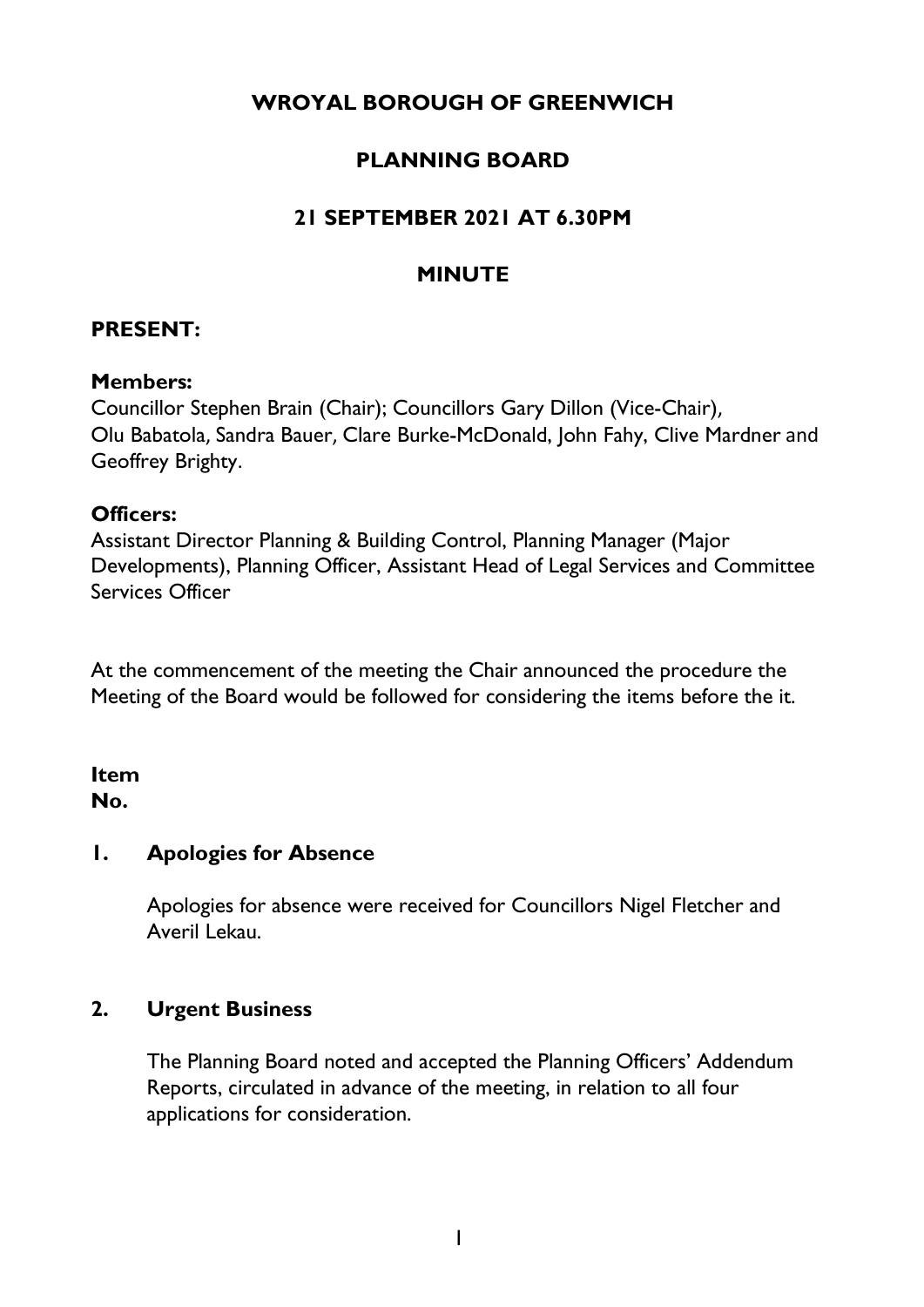# WROYAL BOROUGH OF GREENWICH

## PLANNING BOARD

## 21 SEPTEMBER 2021 AT 6.30PM

## MINUTE

**PRESENT:**

**Members:**
Councillor Stephen Brain (Chair); Councillors Gary Dillon (Vice-Chair), Olu Babatola, Sandra Bauer, Clare Burke-McDonald, John Fahy, Clive Mardner and Geoffrey Brighty.

**Officers:**
Assistant Director Planning & Building Control, Planning Manager (Major Developments), Planning Officer, Assistant Head of Legal Services and Committee Services Officer

At the commencement of the meeting the Chair announced the procedure the Meeting of the Board would be followed for considering the items before the it.

**Item No.**

**1. Apologies for Absence**

Apologies for absence were received for Councillors Nigel Fletcher and Averil Lekau.

**2. Urgent Business**

The Planning Board noted and accepted the Planning Officers' Addendum Reports, circulated in advance of the meeting, in relation to all four applications for consideration.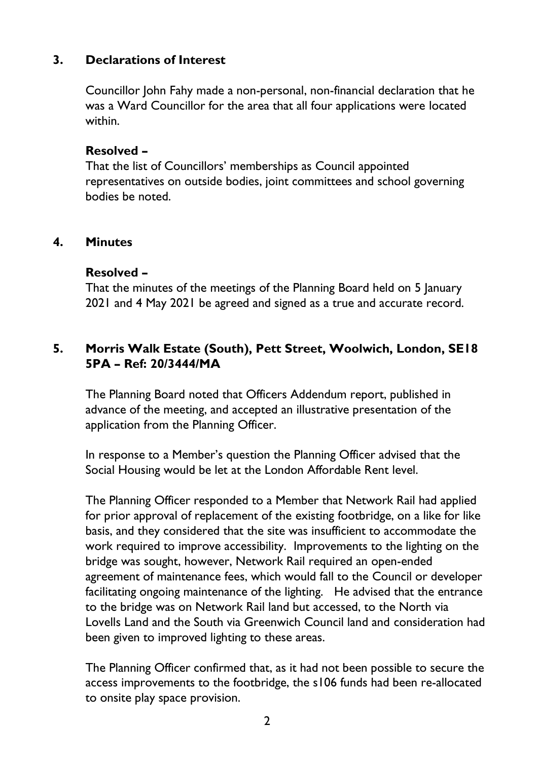## 3. Declarations of Interest

Councillor John Fahy made a non-personal, non-financial declaration that he was a Ward Councillor for the area that all four applications were located within.

**Resolved –**

That the list of Councillors' memberships as Council appointed representatives on outside bodies, joint committees and school governing bodies be noted.

## 4. Minutes

**Resolved –**

That the minutes of the meetings of the Planning Board held on 5 January 2021 and 4 May 2021 be agreed and signed as a true and accurate record.

## 5. Morris Walk Estate (South), Pett Street, Woolwich, London, SE18 5PA – Ref: 20/3444/MA

The Planning Board noted that Officers Addendum report, published in advance of the meeting, and accepted an illustrative presentation of the application from the Planning Officer.

In response to a Member's question the Planning Officer advised that the Social Housing would be let at the London Affordable Rent level.

The Planning Officer responded to a Member that Network Rail had applied for prior approval of replacement of the existing footbridge, on a like for like basis, and they considered that the site was insufficient to accommodate the work required to improve accessibility. Improvements to the lighting on the bridge was sought, however, Network Rail required an open-ended agreement of maintenance fees, which would fall to the Council or developer facilitating ongoing maintenance of the lighting. He advised that the entrance to the bridge was on Network Rail land but accessed, to the North via Lovells Land and the South via Greenwich Council land and consideration had been given to improved lighting to these areas.

The Planning Officer confirmed that, as it had not been possible to secure the access improvements to the footbridge, the s106 funds had been re-allocated to onsite play space provision.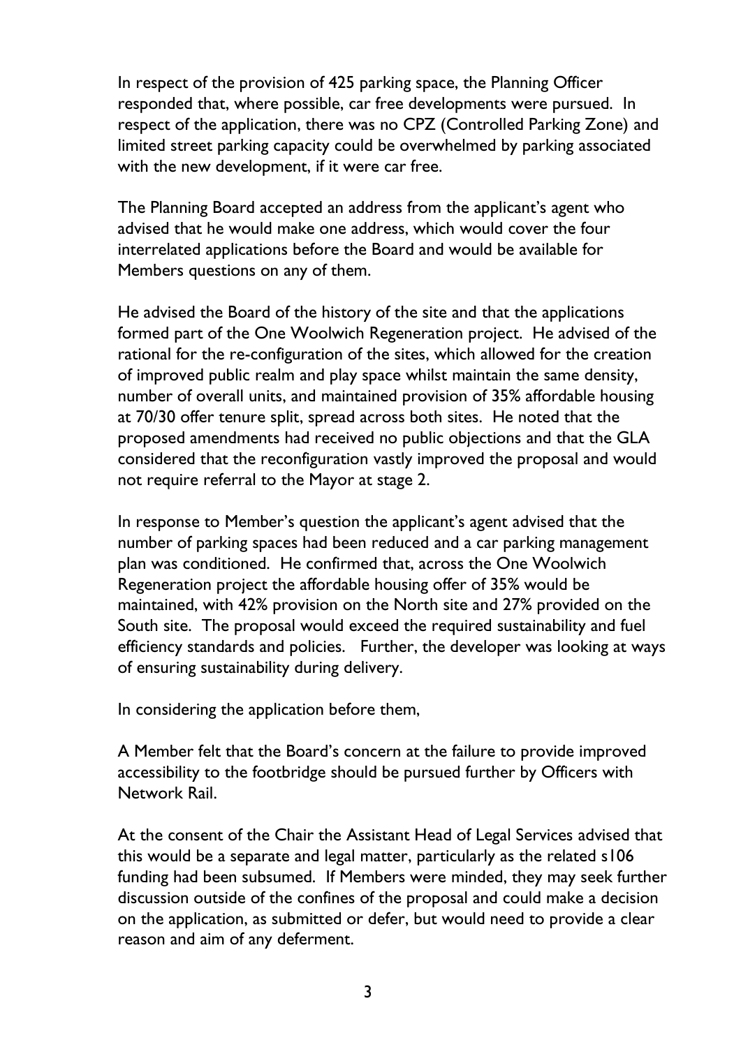In respect of the provision of 425 parking space, the Planning Officer responded that, where possible, car free developments were pursued. In respect of the application, there was no CPZ (Controlled Parking Zone) and limited street parking capacity could be overwhelmed by parking associated with the new development, if it were car free.

The Planning Board accepted an address from the applicant's agent who advised that he would make one address, which would cover the four interrelated applications before the Board and would be available for Members questions on any of them.

He advised the Board of the history of the site and that the applications formed part of the One Woolwich Regeneration project. He advised of the rational for the re-configuration of the sites, which allowed for the creation of improved public realm and play space whilst maintain the same density, number of overall units, and maintained provision of 35% affordable housing at 70/30 offer tenure split, spread across both sites. He noted that the proposed amendments had received no public objections and that the GLA considered that the reconfiguration vastly improved the proposal and would not require referral to the Mayor at stage 2.

In response to Member's question the applicant's agent advised that the number of parking spaces had been reduced and a car parking management plan was conditioned. He confirmed that, across the One Woolwich Regeneration project the affordable housing offer of 35% would be maintained, with 42% provision on the North site and 27% provided on the South site. The proposal would exceed the required sustainability and fuel efficiency standards and policies. Further, the developer was looking at ways of ensuring sustainability during delivery.

In considering the application before them,

A Member felt that the Board's concern at the failure to provide improved accessibility to the footbridge should be pursued further by Officers with Network Rail.

At the consent of the Chair the Assistant Head of Legal Services advised that this would be a separate and legal matter, particularly as the related s106 funding had been subsumed. If Members were minded, they may seek further discussion outside of the confines of the proposal and could make a decision on the application, as submitted or defer, but would need to provide a clear reason and aim of any deferment.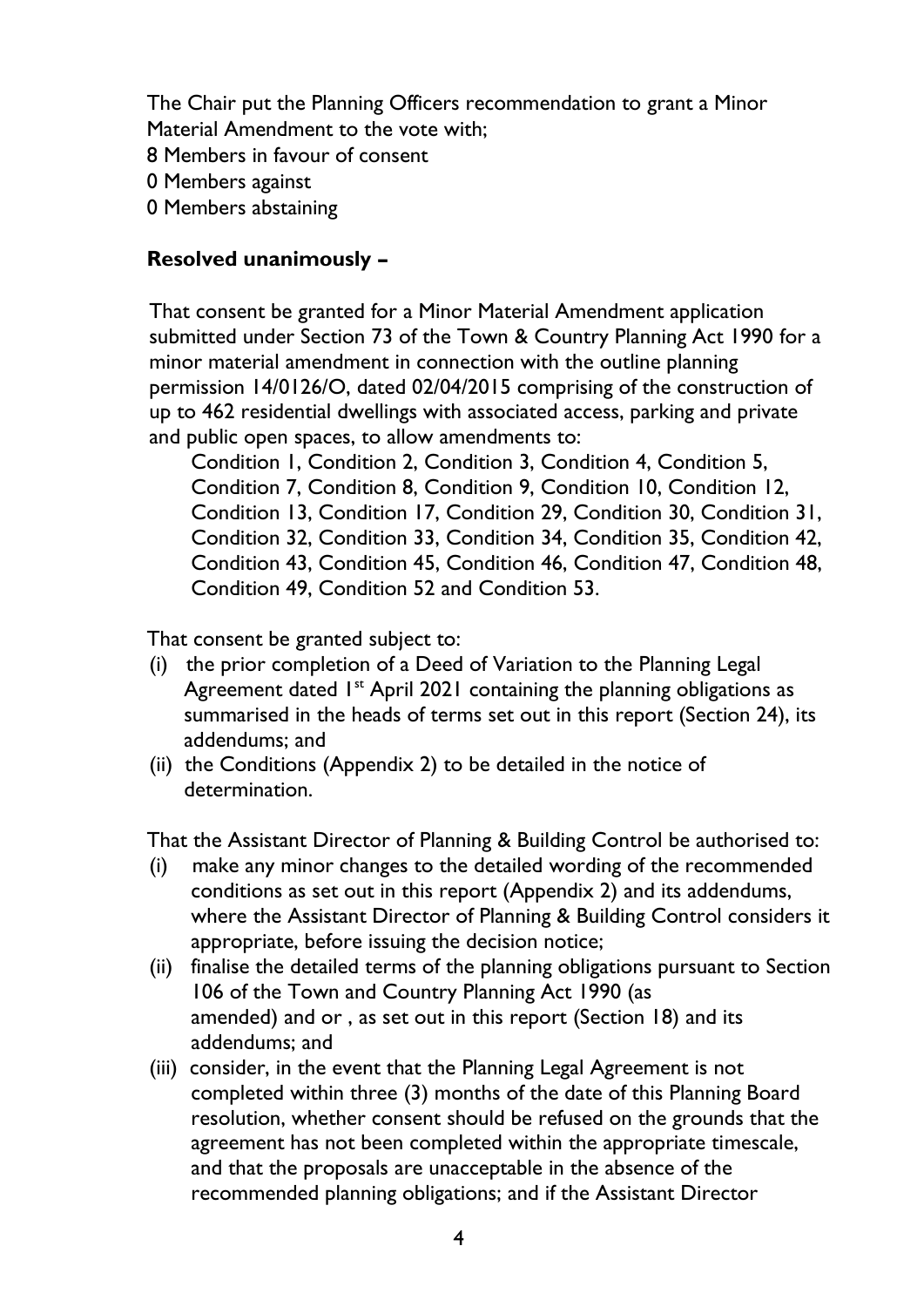The Chair put the Planning Officers recommendation to grant a Minor Material Amendment to the vote with;
8 Members in favour of consent
0 Members against
0 Members abstaining

**Resolved unanimously –**

That consent be granted for a Minor Material Amendment application submitted under Section 73 of the Town & Country Planning Act 1990 for a minor material amendment in connection with the outline planning permission 14/0126/O, dated 02/04/2015 comprising of the construction of up to 462 residential dwellings with associated access, parking and private and public open spaces, to allow amendments to:

Condition 1, Condition 2, Condition 3, Condition 4, Condition 5, Condition 7, Condition 8, Condition 9, Condition 10, Condition 12, Condition 13, Condition 17, Condition 29, Condition 30, Condition 31, Condition 32, Condition 33, Condition 34, Condition 35, Condition 42, Condition 43, Condition 45, Condition 46, Condition 47, Condition 48, Condition 49, Condition 52 and Condition 53.

That consent be granted subject to:

(i) the prior completion of a Deed of Variation to the Planning Legal Agreement dated 1st April 2021 containing the planning obligations as summarised in the heads of terms set out in this report (Section 24), its addendums; and
(ii) the Conditions (Appendix 2) to be detailed in the notice of determination.

That the Assistant Director of Planning & Building Control be authorised to:

(i) make any minor changes to the detailed wording of the recommended conditions as set out in this report (Appendix 2) and its addendums, where the Assistant Director of Planning & Building Control considers it appropriate, before issuing the decision notice;
(ii) finalise the detailed terms of the planning obligations pursuant to Section 106 of the Town and Country Planning Act 1990 (as amended) and or , as set out in this report (Section 18) and its addendums; and
(iii) consider, in the event that the Planning Legal Agreement is not completed within three (3) months of the date of this Planning Board resolution, whether consent should be refused on the grounds that the agreement has not been completed within the appropriate timescale, and that the proposals are unacceptable in the absence of the recommended planning obligations; and if the Assistant Director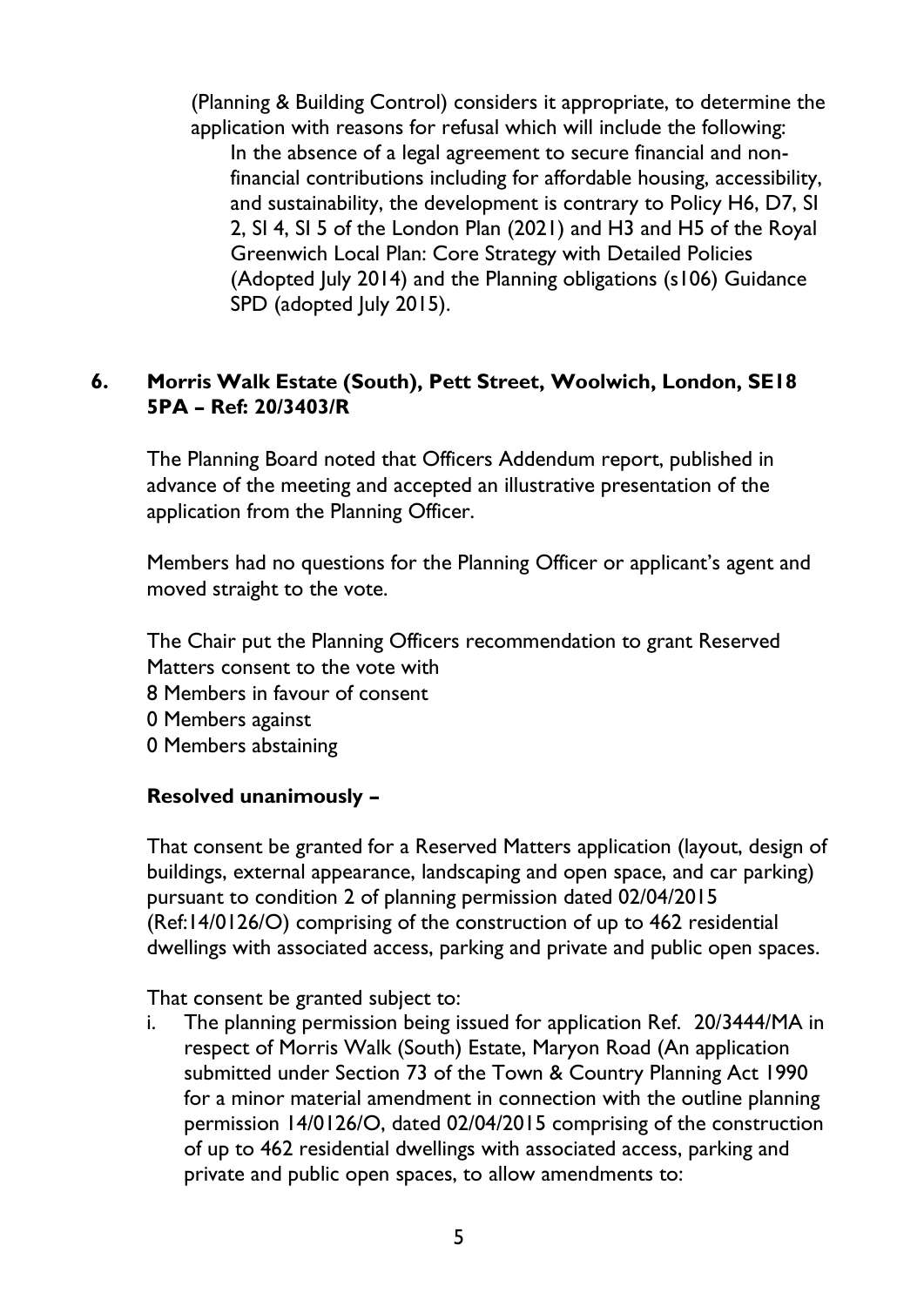(Planning & Building Control) considers it appropriate, to determine the application with reasons for refusal which will include the following:

> In the absence of a legal agreement to secure financial and non-financial contributions including for affordable housing, accessibility, and sustainability, the development is contrary to Policy H6, D7, SI 2, SI 4, SI 5 of the London Plan (2021) and H3 and H5 of the Royal Greenwich Local Plan: Core Strategy with Detailed Policies (Adopted July 2014) and the Planning obligations (s106) Guidance SPD (adopted July 2015).

## 6. Morris Walk Estate (South), Pett Street, Woolwich, London, SE18 5PA – Ref: 20/3403/R

The Planning Board noted that Officers Addendum report, published in advance of the meeting and accepted an illustrative presentation of the application from the Planning Officer.

Members had no questions for the Planning Officer or applicant's agent and moved straight to the vote.

The Chair put the Planning Officers recommendation to grant Reserved Matters consent to the vote with
8 Members in favour of consent
0 Members against
0 Members abstaining

**Resolved unanimously –**

That consent be granted for a Reserved Matters application (layout, design of buildings, external appearance, landscaping and open space, and car parking) pursuant to condition 2 of planning permission dated 02/04/2015 (Ref:14/0126/O) comprising of the construction of up to 462 residential dwellings with associated access, parking and private and public open spaces.

That consent be granted subject to:

i. The planning permission being issued for application Ref. 20/3444/MA in respect of Morris Walk (South) Estate, Maryon Road (An application submitted under Section 73 of the Town & Country Planning Act 1990 for a minor material amendment in connection with the outline planning permission 14/0126/O, dated 02/04/2015 comprising of the construction of up to 462 residential dwellings with associated access, parking and private and public open spaces, to allow amendments to: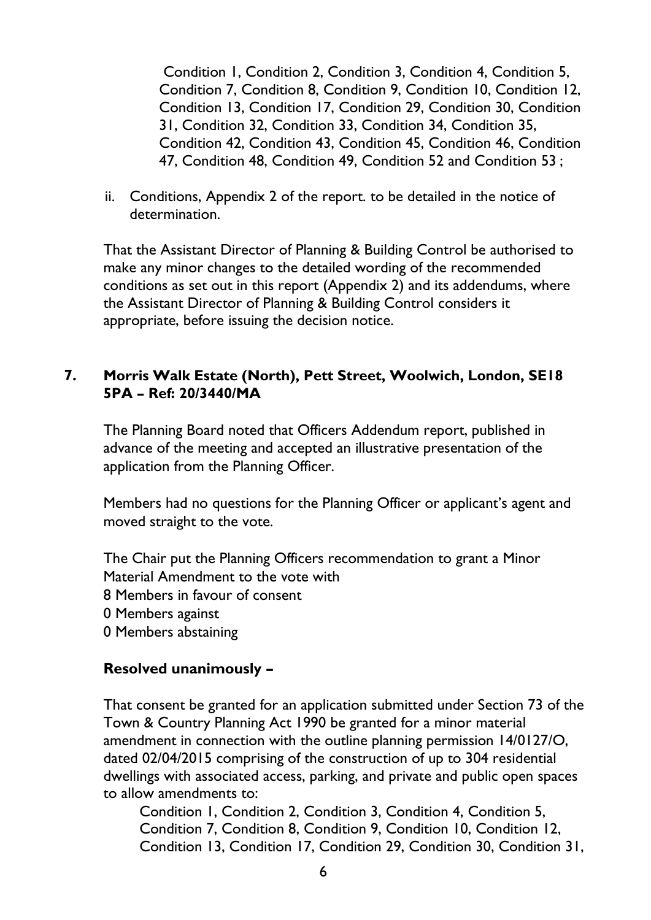Condition 1, Condition 2, Condition 3, Condition 4, Condition 5, Condition 7, Condition 8, Condition 9, Condition 10, Condition 12, Condition 13, Condition 17, Condition 29, Condition 30, Condition 31, Condition 32, Condition 33, Condition 34, Condition 35, Condition 42, Condition 43, Condition 45, Condition 46, Condition 47, Condition 48, Condition 49, Condition 52 and Condition 53 ;

ii. Conditions, Appendix 2 of the report. to be detailed in the notice of determination.

That the Assistant Director of Planning & Building Control be authorised to make any minor changes to the detailed wording of the recommended conditions as set out in this report (Appendix 2) and its addendums, where the Assistant Director of Planning & Building Control considers it appropriate, before issuing the decision notice.

## 7. Morris Walk Estate (North), Pett Street, Woolwich, London, SE18 5PA – Ref: 20/3440/MA

The Planning Board noted that Officers Addendum report, published in advance of the meeting and accepted an illustrative presentation of the application from the Planning Officer.

Members had no questions for the Planning Officer or applicant's agent and moved straight to the vote.

The Chair put the Planning Officers recommendation to grant a Minor Material Amendment to the vote with
8 Members in favour of consent
0 Members against
0 Members abstaining

**Resolved unanimously –**

That consent be granted for an application submitted under Section 73 of the Town & Country Planning Act 1990 be granted for a minor material amendment in connection with the outline planning permission 14/0127/O, dated 02/04/2015 comprising of the construction of up to 304 residential dwellings with associated access, parking, and private and public open spaces to allow amendments to:

Condition 1, Condition 2, Condition 3, Condition 4, Condition 5, Condition 7, Condition 8, Condition 9, Condition 10, Condition 12, Condition 13, Condition 17, Condition 29, Condition 30, Condition 31,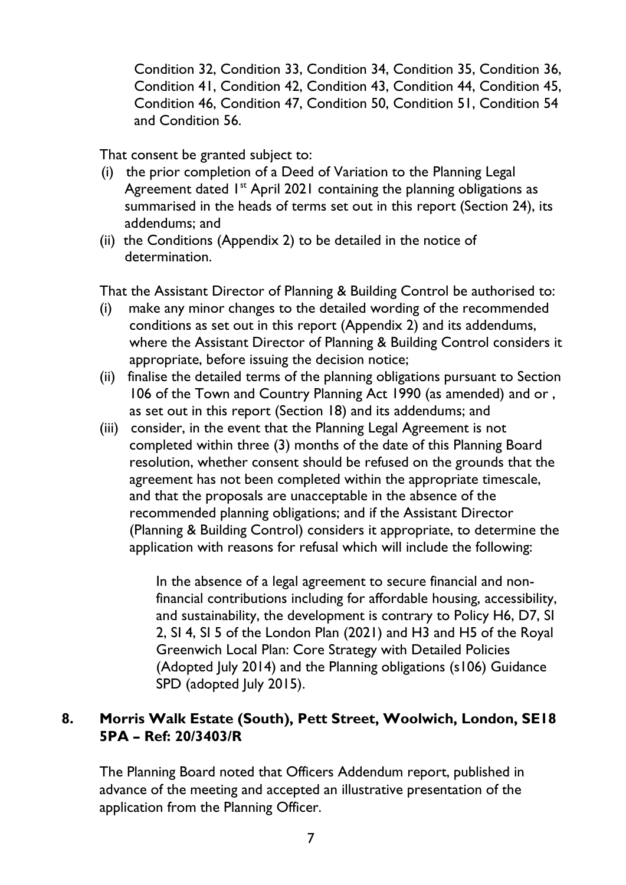Condition 32, Condition 33, Condition 34, Condition 35, Condition 36, Condition 41, Condition 42, Condition 43, Condition 44, Condition 45, Condition 46, Condition 47, Condition 50, Condition 51, Condition 54 and Condition 56.

That consent be granted subject to:

(i) the prior completion of a Deed of Variation to the Planning Legal Agreement dated 1st April 2021 containing the planning obligations as summarised in the heads of terms set out in this report (Section 24), its addendums; and
(ii) the Conditions (Appendix 2) to be detailed in the notice of determination.

That the Assistant Director of Planning & Building Control be authorised to:

(i) make any minor changes to the detailed wording of the recommended conditions as set out in this report (Appendix 2) and its addendums, where the Assistant Director of Planning & Building Control considers it appropriate, before issuing the decision notice;
(ii) finalise the detailed terms of the planning obligations pursuant to Section 106 of the Town and Country Planning Act 1990 (as amended) and or , as set out in this report (Section 18) and its addendums; and
(iii) consider, in the event that the Planning Legal Agreement is not completed within three (3) months of the date of this Planning Board resolution, whether consent should be refused on the grounds that the agreement has not been completed within the appropriate timescale, and that the proposals are unacceptable in the absence of the recommended planning obligations; and if the Assistant Director (Planning & Building Control) considers it appropriate, to determine the application with reasons for refusal which will include the following:

> In the absence of a legal agreement to secure financial and non-financial contributions including for affordable housing, accessibility, and sustainability, the development is contrary to Policy H6, D7, SI 2, SI 4, SI 5 of the London Plan (2021) and H3 and H5 of the Royal Greenwich Local Plan: Core Strategy with Detailed Policies (Adopted July 2014) and the Planning obligations (s106) Guidance SPD (adopted July 2015).

## 8. Morris Walk Estate (South), Pett Street, Woolwich, London, SE18 5PA – Ref: 20/3403/R

The Planning Board noted that Officers Addendum report, published in advance of the meeting and accepted an illustrative presentation of the application from the Planning Officer.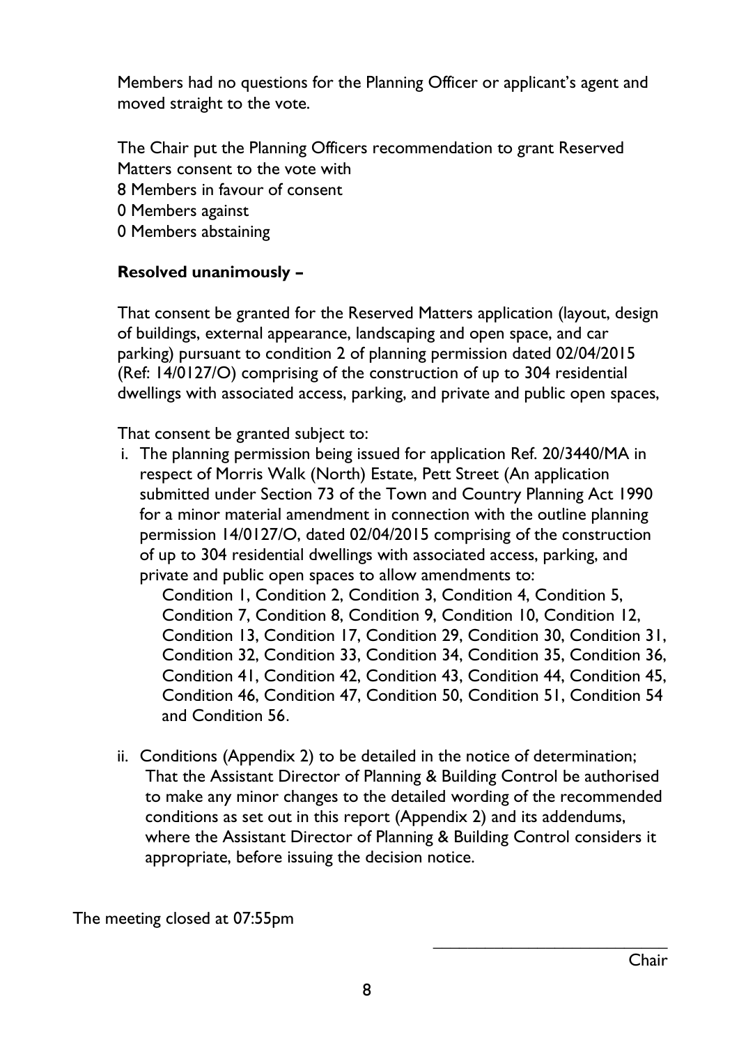Members had no questions for the Planning Officer or applicant's agent and moved straight to the vote.

The Chair put the Planning Officers recommendation to grant Reserved Matters consent to the vote with
8 Members in favour of consent
0 Members against
0 Members abstaining

**Resolved unanimously –**

That consent be granted for the Reserved Matters application (layout, design of buildings, external appearance, landscaping and open space, and car parking) pursuant to condition 2 of planning permission dated 02/04/2015 (Ref: 14/0127/O) comprising of the construction of up to 304 residential dwellings with associated access, parking, and private and public open spaces,

That consent be granted subject to:

i. The planning permission being issued for application Ref. 20/3440/MA in respect of Morris Walk (North) Estate, Pett Street (An application submitted under Section 73 of the Town and Country Planning Act 1990 for a minor material amendment in connection with the outline planning permission 14/0127/O, dated 02/04/2015 comprising of the construction of up to 304 residential dwellings with associated access, parking, and private and public open spaces to allow amendments to:

   Condition 1, Condition 2, Condition 3, Condition 4, Condition 5, Condition 7, Condition 8, Condition 9, Condition 10, Condition 12, Condition 13, Condition 17, Condition 29, Condition 30, Condition 31, Condition 32, Condition 33, Condition 34, Condition 35, Condition 36, Condition 41, Condition 42, Condition 43, Condition 44, Condition 45, Condition 46, Condition 47, Condition 50, Condition 51, Condition 54 and Condition 56.

ii. Conditions (Appendix 2) to be detailed in the notice of determination; That the Assistant Director of Planning & Building Control be authorised to make any minor changes to the detailed wording of the recommended conditions as set out in this report (Appendix 2) and its addendums, where the Assistant Director of Planning & Building Control considers it appropriate, before issuing the decision notice.

The meeting closed at 07:55pm

\_\_\_\_\_\_\_\_\_\_\_\_\_\_\_\_\_\_\_\_\_\_\_\_\_\_

Chair